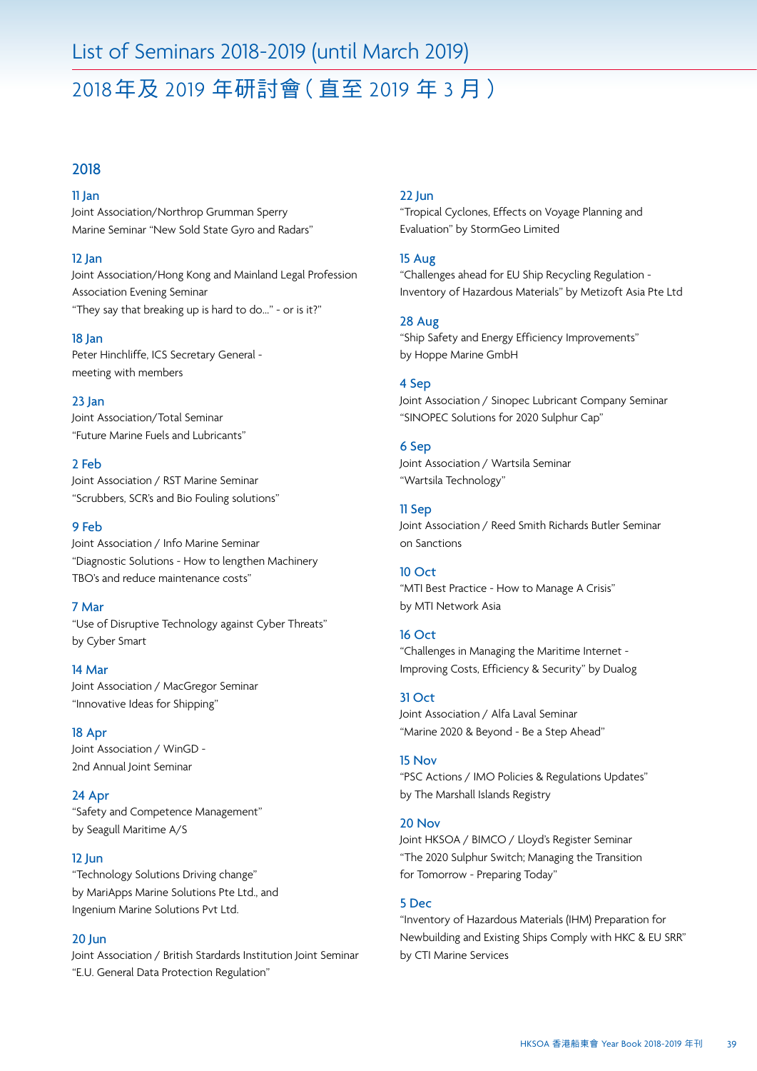# List of Seminars 2018-2019 (until March 2019)

# 2018年及 2019 年研討會 ( 直至 2019 年 3 月 )

## 2018

### 11 Jan
Joint Association/Northrop Grumman Sperry Marine Seminar "New Sold State Gyro and Radars"

### 12 Jan
Joint Association/Hong Kong and Mainland Legal Profession Association Evening Seminar
"They say that breaking up is hard to do..." - or is it?"

### 18 Jan
Peter Hinchliffe, ICS Secretary General - meeting with members

### 23 Jan
Joint Association/Total Seminar
"Future Marine Fuels and Lubricants"

### 2 Feb
Joint Association / RST Marine Seminar
"Scrubbers, SCR's and Bio Fouling solutions"

### 9 Feb
Joint Association / Info Marine Seminar
"Diagnostic Solutions - How to lengthen Machinery TBO's and reduce maintenance costs"

### 7 Mar
"Use of Disruptive Technology against Cyber Threats" by Cyber Smart

### 14 Mar
Joint Association / MacGregor Seminar
"Innovative Ideas for Shipping"

### 18 Apr
Joint Association / WinGD - 2nd Annual Joint Seminar

### 24 Apr
"Safety and Competence Management" by Seagull Maritime A/S

### 12 Jun
"Technology Solutions Driving change" by MariApps Marine Solutions Pte Ltd., and Ingenium Marine Solutions Pvt Ltd.

### 20 Jun
Joint Association / British Stardards Institution Joint Seminar
"E.U. General Data Protection Regulation"

### 22 Jun
"Tropical Cyclones, Effects on Voyage Planning and Evaluation" by StormGeo Limited

### 15 Aug
"Challenges ahead for EU Ship Recycling Regulation - Inventory of Hazardous Materials" by Metizoft Asia Pte Ltd

### 28 Aug
"Ship Safety and Energy Efficiency Improvements" by Hoppe Marine GmbH

### 4 Sep
Joint Association / Sinopec Lubricant Company Seminar
"SINOPEC Solutions for 2020 Sulphur Cap"

### 6 Sep
Joint Association / Wartsila Seminar
"Wartsila Technology"

### 11 Sep
Joint Association / Reed Smith Richards Butler Seminar on Sanctions

### 10 Oct
"MTI Best Practice - How to Manage A Crisis" by MTI Network Asia

### 16 Oct
"Challenges in Managing the Maritime Internet - Improving Costs, Efficiency & Security" by Dualog

### 31 Oct
Joint Association / Alfa Laval Seminar
"Marine 2020 & Beyond - Be a Step Ahead"

### 15 Nov
"PSC Actions / IMO Policies & Regulations Updates" by The Marshall Islands Registry

### 20 Nov
Joint HKSOA / BIMCO / Lloyd's Register Seminar
"The 2020 Sulphur Switch; Managing the Transition for Tomorrow - Preparing Today"

### 5 Dec
"Inventory of Hazardous Materials (IHM) Preparation for Newbuilding and Existing Ships Comply with HKC & EU SRR" by CTI Marine Services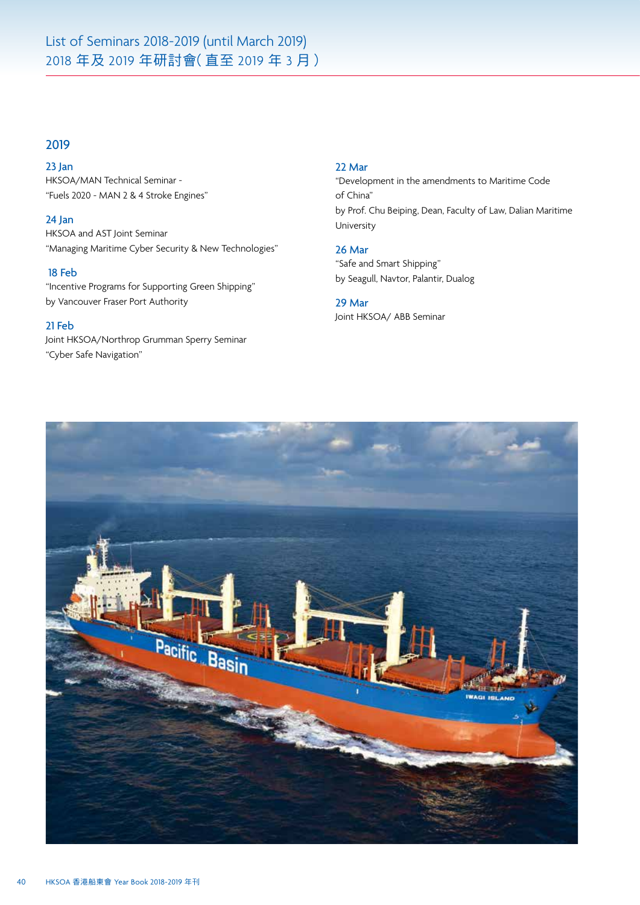# List of Seminars 2018-2019 (until March 2019)
# 2018 年及 2019 年研討會( 直至 2019 年 3 月 )

## 2019

**23 Jan**
HKSOA/MAN Technical Seminar -
"Fuels 2020 - MAN 2 & 4 Stroke Engines"

**24 Jan**
HKSOA and AST Joint Seminar
"Managing Maritime Cyber Security & New Technologies"

**18 Feb**
"Incentive Programs for Supporting Green Shipping"
by Vancouver Fraser Port Authority

**21 Feb**
Joint HKSOA/Northrop Grumman Sperry Seminar
"Cyber Safe Navigation"

**22 Mar**
"Development in the amendments to Maritime Code of China"
by Prof. Chu Beiping, Dean, Faculty of Law, Dalian Maritime University

**26 Mar**
"Safe and Smart Shipping"
by Seagull, Navtor, Palantir, Dualog

**29 Mar**
Joint HKSOA/ ABB Seminar